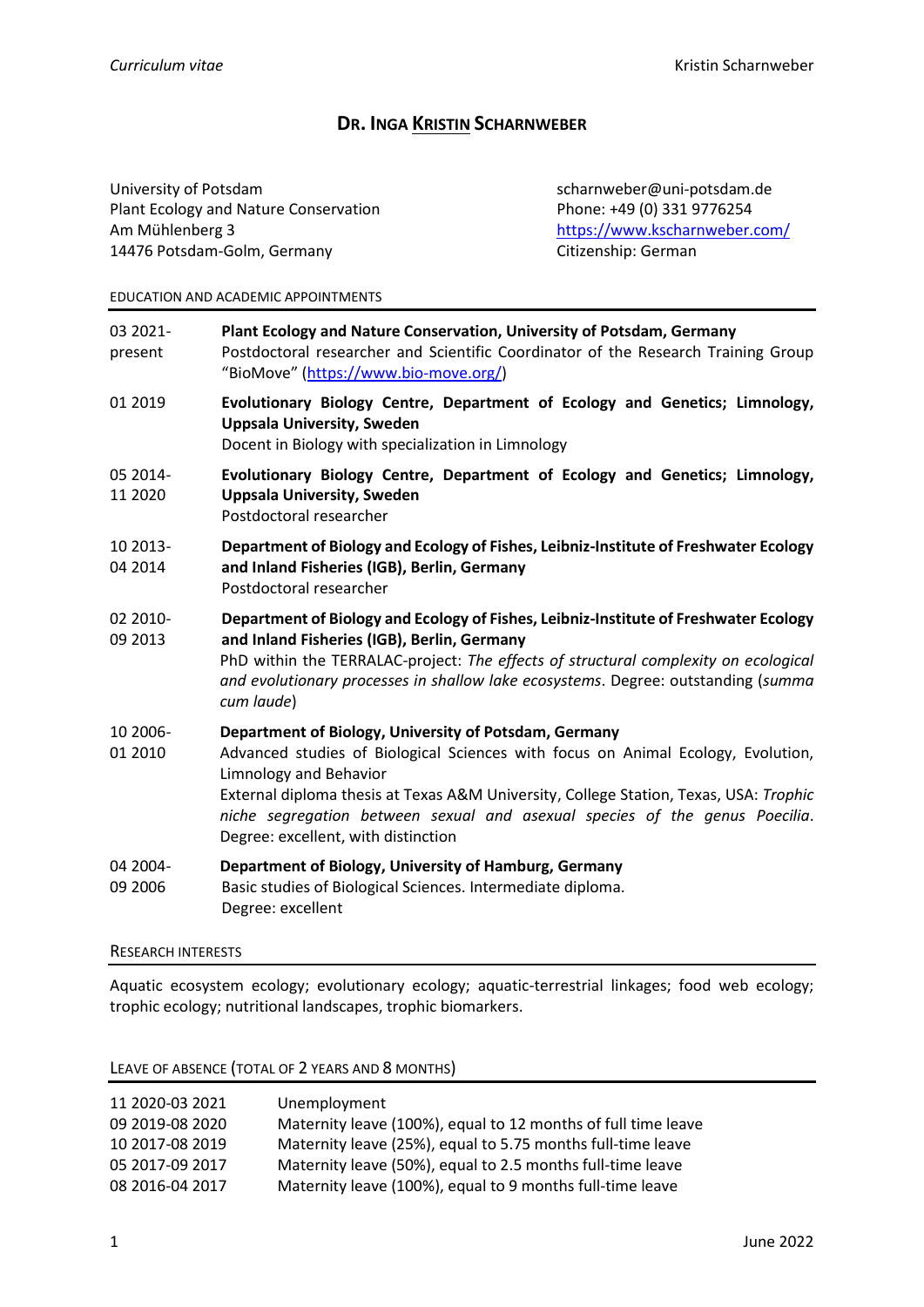# Dr. Inga <u>Kristin</u> Scharnweber

University of Potsdam
Plant Ecology and Nature Conservation
Am Mühlenberg 3
14476 Potsdam-Golm, Germany

scharnweber@uni-potsdam.de
Phone: +49 (0) 331 9776254
https://www.kscharnweber.com/
Citizenship: German

## Education and Academic Appointments

| | |
|---|---|
| 03 2021-present | **Plant Ecology and Nature Conservation, University of Potsdam, Germany**<br>Postdoctoral researcher and Scientific Coordinator of the Research Training Group "BioMove" (https://www.bio-move.org/) |
| 01 2019 | **Evolutionary Biology Centre, Department of Ecology and Genetics; Limnology, Uppsala University, Sweden**<br>Docent in Biology with specialization in Limnology |
| 05 2014-11 2020 | **Evolutionary Biology Centre, Department of Ecology and Genetics; Limnology, Uppsala University, Sweden**<br>Postdoctoral researcher |
| 10 2013-04 2014 | **Department of Biology and Ecology of Fishes, Leibniz-Institute of Freshwater Ecology and Inland Fisheries (IGB), Berlin, Germany**<br>Postdoctoral researcher |
| 02 2010-09 2013 | **Department of Biology and Ecology of Fishes, Leibniz-Institute of Freshwater Ecology and Inland Fisheries (IGB), Berlin, Germany**<br>PhD within the TERRALAC-project: *The effects of structural complexity on ecological and evolutionary processes in shallow lake ecosystems*. Degree: outstanding (*summa cum laude*) |
| 10 2006-01 2010 | **Department of Biology, University of Potsdam, Germany**<br>Advanced studies of Biological Sciences with focus on Animal Ecology, Evolution, Limnology and Behavior<br>External diploma thesis at Texas A&M University, College Station, Texas, USA: *Trophic niche segregation between sexual and asexual species of the genus Poecilia*. Degree: excellent, with distinction |
| 04 2004-09 2006 | **Department of Biology, University of Hamburg, Germany**<br>Basic studies of Biological Sciences. Intermediate diploma.<br>Degree: excellent |

## Research Interests

Aquatic ecosystem ecology; evolutionary ecology; aquatic-terrestrial linkages; food web ecology; trophic ecology; nutritional landscapes, trophic biomarkers.

## Leave of Absence (total of 2 years and 8 months)

| | |
|---|---|
| 11 2020-03 2021 | Unemployment |
| 09 2019-08 2020 | Maternity leave (100%), equal to 12 months of full time leave |
| 10 2017-08 2019 | Maternity leave (25%), equal to 5.75 months full-time leave |
| 05 2017-09 2017 | Maternity leave (50%), equal to 2.5 months full-time leave |
| 08 2016-04 2017 | Maternity leave (100%), equal to 9 months full-time leave |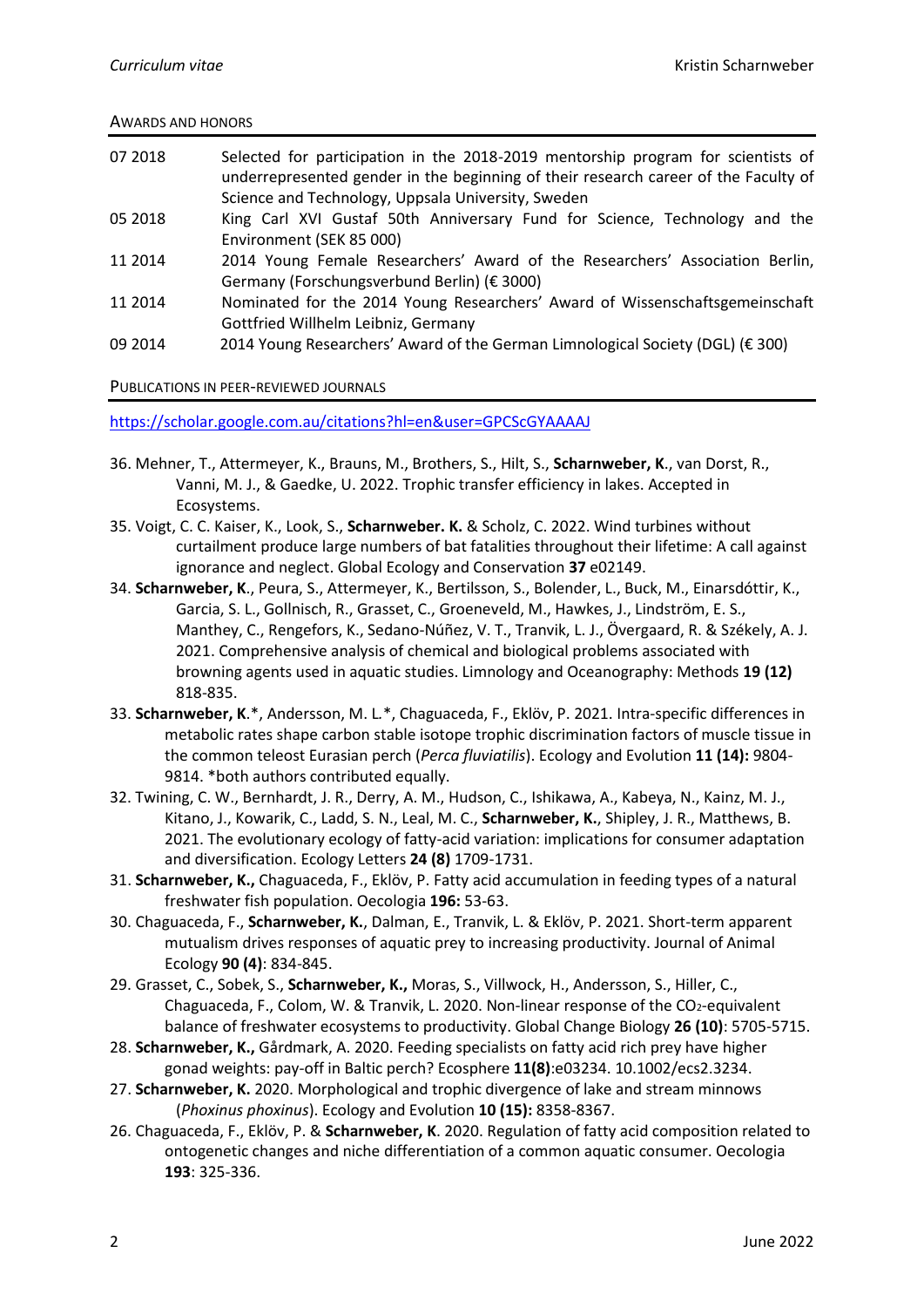## Awards and Honors

| | |
|---|---|
| 07 2018 | Selected for participation in the 2018-2019 mentorship program for scientists of underrepresented gender in the beginning of their research career of the Faculty of Science and Technology, Uppsala University, Sweden |
| 05 2018 | King Carl XVI Gustaf 50th Anniversary Fund for Science, Technology and the Environment (SEK 85 000) |
| 11 2014 | 2014 Young Female Researchers' Award of the Researchers' Association Berlin, Germany (Forschungsverbund Berlin) (€ 3000) |
| 11 2014 | Nominated for the 2014 Young Researchers' Award of Wissenschaftsgemeinschaft Gottfried Willhelm Leibniz, Germany |
| 09 2014 | 2014 Young Researchers' Award of the German Limnological Society (DGL) (€ 300) |

## Publications in Peer-Reviewed Journals

https://scholar.google.com.au/citations?hl=en&user=GPCScGYAAAAJ

36. Mehner, T., Attermeyer, K., Brauns, M., Brothers, S., Hilt, S., **Scharnweber, K**., van Dorst, R., Vanni, M. J., & Gaedke, U. 2022. Trophic transfer efficiency in lakes. Accepted in Ecosystems.

35. Voigt, C. C. Kaiser, K., Look, S., **Scharnweber. K.** & Scholz, C. 2022. Wind turbines without curtailment produce large numbers of bat fatalities throughout their lifetime: A call against ignorance and neglect. Global Ecology and Conservation **37** e02149.

34. **Scharnweber, K**., Peura, S., Attermeyer, K., Bertilsson, S., Bolender, L., Buck, M., Einarsdóttir, K., Garcia, S. L., Gollnisch, R., Grasset, C., Groeneveld, M., Hawkes, J., Lindström, E. S., Manthey, C., Rengefors, K., Sedano-Núñez, V. T., Tranvik, L. J., Övergaard, R. & Székely, A. J. 2021. Comprehensive analysis of chemical and biological problems associated with browning agents used in aquatic studies. Limnology and Oceanography: Methods **19 (12)** 818-835.

33. **Scharnweber, K**.*, Andersson, M. L.*, Chaguaceda, F., Eklöv, P. 2021. Intra-specific differences in metabolic rates shape carbon stable isotope trophic discrimination factors of muscle tissue in the common teleost Eurasian perch (*Perca fluviatilis*). Ecology and Evolution **11 (14):** 9804-9814. *both authors contributed equally.

32. Twining, C. W., Bernhardt, J. R., Derry, A. M., Hudson, C., Ishikawa, A., Kabeya, N., Kainz, M. J., Kitano, J., Kowarik, C., Ladd, S. N., Leal, M. C., **Scharnweber, K.**, Shipley, J. R., Matthews, B. 2021. The evolutionary ecology of fatty-acid variation: implications for consumer adaptation and diversification. Ecology Letters **24 (8)** 1709-1731.

31. **Scharnweber, K.,** Chaguaceda, F., Eklöv, P. Fatty acid accumulation in feeding types of a natural freshwater fish population. Oecologia **196:** 53-63.

30. Chaguaceda, F., **Scharnweber, K.**, Dalman, E., Tranvik, L. & Eklöv, P. 2021. Short-term apparent mutualism drives responses of aquatic prey to increasing productivity. Journal of Animal Ecology **90 (4)**: 834-845.

29. Grasset, C., Sobek, S., **Scharnweber, K.,** Moras, S., Villwock, H., Andersson, S., Hiller, C., Chaguaceda, F., Colom, W. & Tranvik, L. 2020. Non-linear response of the $CO_2$-equivalent balance of freshwater ecosystems to productivity. Global Change Biology **26 (10)**: 5705-5715.

28. **Scharnweber, K.,** Gårdmark, A. 2020. Feeding specialists on fatty acid rich prey have higher gonad weights: pay-off in Baltic perch? Ecosphere **11(8)**:e03234. 10.1002/ecs2.3234.

27. **Scharnweber, K.** 2020. Morphological and trophic divergence of lake and stream minnows (*Phoxinus phoxinus*). Ecology and Evolution **10 (15):** 8358-8367.

26. Chaguaceda, F., Eklöv, P. & **Scharnweber, K**. 2020. Regulation of fatty acid composition related to ontogenetic changes and niche differentiation of a common aquatic consumer. Oecologia **193**: 325-336.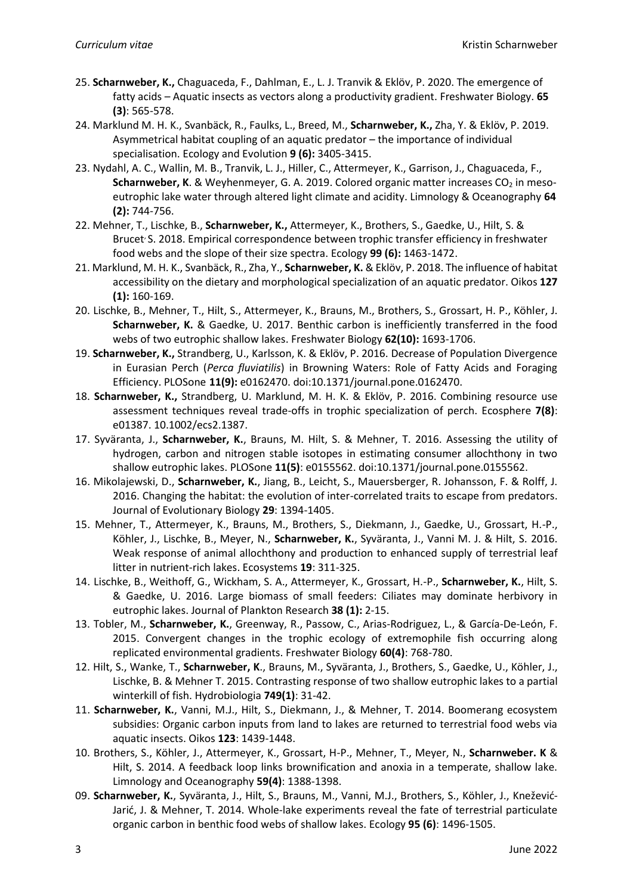25. **Scharnweber, K.,** Chaguaceda, F., Dahlman, E., L. J. Tranvik & Eklöv, P. 2020. The emergence of fatty acids – Aquatic insects as vectors along a productivity gradient. Freshwater Biology. **65 (3)**: 565-578.
24. Marklund M. H. K., Svanbäck, R., Faulks, L., Breed, M., **Scharnweber, K.,** Zha, Y. & Eklöv, P. 2019. Asymmetrical habitat coupling of an aquatic predator – the importance of individual specialisation. Ecology and Evolution **9 (6):** 3405-3415.
23. Nydahl, A. C., Wallin, M. B., Tranvik, L. J., Hiller, C., Attermeyer, K., Garrison, J., Chaguaceda, F., **Scharnweber, K**. & Weyhenmeyer, G. A. 2019. Colored organic matter increases $CO_2$ in meso-eutrophic lake water through altered light climate and acidity. Limnology & Oceanography **64 (2):** 744-756.
22. Mehner, T., Lischke, B., **Scharnweber, K.,** Attermeyer, K., Brothers, S., Gaedke, U., Hilt, S. & Brucet, S. 2018. Empirical correspondence between trophic transfer efficiency in freshwater food webs and the slope of their size spectra. Ecology **99 (6):** 1463-1472.
21. Marklund, M. H. K., Svanbäck, R., Zha, Y., **Scharnweber, K.** & Eklöv, P. 2018. The influence of habitat accessibility on the dietary and morphological specialization of an aquatic predator. Oikos **127 (1):** 160-169.
20. Lischke, B., Mehner, T., Hilt, S., Attermeyer, K., Brauns, M., Brothers, S., Grossart, H. P., Köhler, J. **Scharnweber, K.** & Gaedke, U. 2017. Benthic carbon is inefficiently transferred in the food webs of two eutrophic shallow lakes. Freshwater Biology **62(10):** 1693-1706.
19. **Scharnweber, K.,** Strandberg, U., Karlsson, K. & Eklöv, P. 2016. Decrease of Population Divergence in Eurasian Perch (*Perca fluviatilis*) in Browning Waters: Role of Fatty Acids and Foraging Efficiency. PLOSone **11(9):** e0162470. doi:10.1371/journal.pone.0162470.
18. **Scharnweber, K.,** Strandberg, U. Marklund, M. H. K. & Eklöv, P. 2016. Combining resource use assessment techniques reveal trade-offs in trophic specialization of perch. Ecosphere **7(8)**: e01387. 10.1002/ecs2.1387.
17. Syväranta, J., **Scharnweber, K.**, Brauns, M. Hilt, S. & Mehner, T. 2016. Assessing the utility of hydrogen, carbon and nitrogen stable isotopes in estimating consumer allochthony in two shallow eutrophic lakes. PLOSone **11(5)**: e0155562. doi:10.1371/journal.pone.0155562.
16. Mikolajewski, D., **Scharnweber, K.,** Jiang, B., Leicht, S., Mauersberger, R. Johansson, F. & Rolff, J. 2016. Changing the habitat: the evolution of inter-correlated traits to escape from predators. Journal of Evolutionary Biology **29**: 1394-1405.
15. Mehner, T., Attermeyer, K., Brauns, M., Brothers, S., Diekmann, J., Gaedke, U., Grossart, H.-P., Köhler, J., Lischke, B., Meyer, N., **Scharnweber, K.**, Syväranta, J., Vanni M. J. & Hilt, S. 2016. Weak response of animal allochthony and production to enhanced supply of terrestrial leaf litter in nutrient-rich lakes. Ecosystems **19**: 311-325.
14. Lischke, B., Weithoff, G., Wickham, S. A., Attermeyer, K., Grossart, H.-P., **Scharnweber, K.**, Hilt, S. & Gaedke, U. 2016. Large biomass of small feeders: Ciliates may dominate herbivory in eutrophic lakes. Journal of Plankton Research **38 (1):** 2-15.
13. Tobler, M., **Scharnweber, K.**, Greenway, R., Passow, C., Arias-Rodriguez, L., & García-De-León, F. 2015. Convergent changes in the trophic ecology of extremophile fish occurring along replicated environmental gradients. Freshwater Biology **60(4)**: 768-780.
12. Hilt, S., Wanke, T., **Scharnweber, K**., Brauns, M., Syväranta, J., Brothers, S., Gaedke, U., Köhler, J., Lischke, B. & Mehner T. 2015. Contrasting response of two shallow eutrophic lakes to a partial winterkill of fish. Hydrobiologia **749(1)**: 31-42.
11. **Scharnweber, K.**, Vanni, M.J., Hilt, S., Diekmann, J., & Mehner, T. 2014. Boomerang ecosystem subsidies: Organic carbon inputs from land to lakes are returned to terrestrial food webs via aquatic insects. Oikos **123**: 1439-1448.
10. Brothers, S., Köhler, J., Attermeyer, K., Grossart, H-P., Mehner, T., Meyer, N., **Scharnweber. K** & Hilt, S. 2014. A feedback loop links brownification and anoxia in a temperate, shallow lake. Limnology and Oceanography **59(4)**: 1388-1398.
09. **Scharnweber, K.**, Syväranta, J., Hilt, S., Brauns, M., Vanni, M.J., Brothers, S., Köhler, J., Knežević-Jarić, J. & Mehner, T. 2014. Whole-lake experiments reveal the fate of terrestrial particulate organic carbon in benthic food webs of shallow lakes. Ecology **95 (6)**: 1496-1505.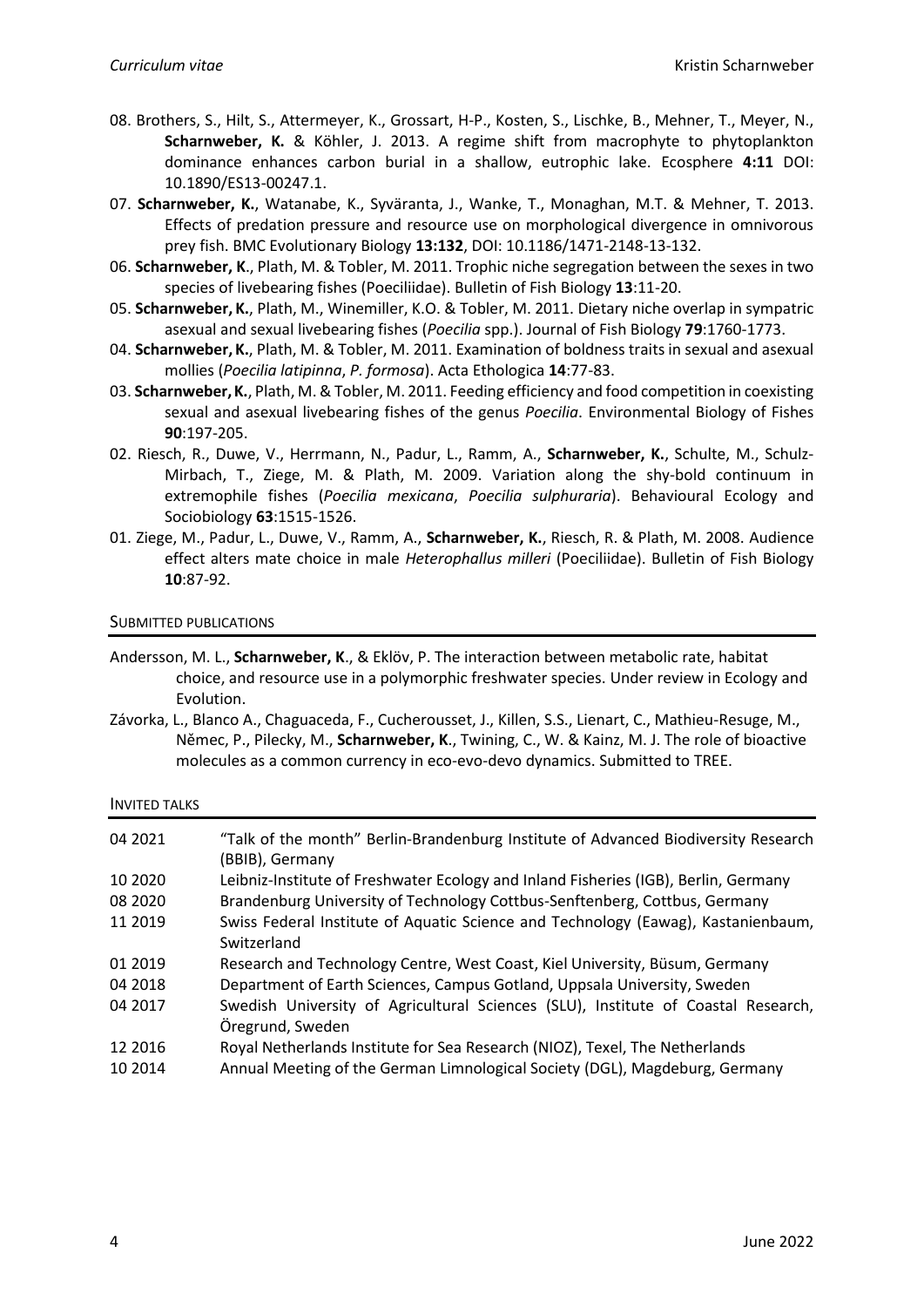08. Brothers, S., Hilt, S., Attermeyer, K., Grossart, H-P., Kosten, S., Lischke, B., Mehner, T., Meyer, N., **Scharnweber, K.** & Köhler, J. 2013. A regime shift from macrophyte to phytoplankton dominance enhances carbon burial in a shallow, eutrophic lake. Ecosphere **4:11** DOI: 10.1890/ES13-00247.1.

07. **Scharnweber, K.**, Watanabe, K., Syväranta, J., Wanke, T., Monaghan, M.T. & Mehner, T. 2013. Effects of predation pressure and resource use on morphological divergence in omnivorous prey fish. BMC Evolutionary Biology **13:132**, DOI: 10.1186/1471-2148-13-132.

06. **Scharnweber, K**., Plath, M. & Tobler, M. 2011. Trophic niche segregation between the sexes in two species of livebearing fishes (Poeciliidae). Bulletin of Fish Biology **13**:11-20.

05. **Scharnweber, K.**, Plath, M., Winemiller, K.O. & Tobler, M. 2011. Dietary niche overlap in sympatric asexual and sexual livebearing fishes (*Poecilia* spp.). Journal of Fish Biology **79**:1760-1773.

04. **Scharnweber, K.**, Plath, M. & Tobler, M. 2011. Examination of boldness traits in sexual and asexual mollies (*Poecilia latipinna*, *P. formosa*). Acta Ethologica **14**:77-83.

03. **Scharnweber, K.**, Plath, M. & Tobler, M. 2011. Feeding efficiency and food competition in coexisting sexual and asexual livebearing fishes of the genus *Poecilia*. Environmental Biology of Fishes **90**:197-205.

02. Riesch, R., Duwe, V., Herrmann, N., Padur, L., Ramm, A., **Scharnweber, K.**, Schulte, M., Schulz-Mirbach, T., Ziege, M. & Plath, M. 2009. Variation along the shy-bold continuum in extremophile fishes (*Poecilia mexicana*, *Poecilia sulphuraria*). Behavioural Ecology and Sociobiology **63**:1515-1526.

01. Ziege, M., Padur, L., Duwe, V., Ramm, A., **Scharnweber, K.**, Riesch, R. & Plath, M. 2008. Audience effect alters mate choice in male *Heterophallus milleri* (Poeciliidae). Bulletin of Fish Biology **10**:87-92.

## SUBMITTED PUBLICATIONS

Andersson, M. L., **Scharnweber, K**., & Eklöv, P. The interaction between metabolic rate, habitat choice, and resource use in a polymorphic freshwater species. Under review in Ecology and Evolution.

Závorka, L., Blanco A., Chaguaceda, F., Cucherousset, J., Killen, S.S., Lienart, C., Mathieu-Resuge, M., Němec, P., Pilecky, M., **Scharnweber, K**., Twining, C., W. & Kainz, M. J. The role of bioactive molecules as a common currency in eco-evo-devo dynamics. Submitted to TREE.

## INVITED TALKS

| | |
|---|---|
| 04 2021 | "Talk of the month" Berlin-Brandenburg Institute of Advanced Biodiversity Research (BBIB), Germany |
| 10 2020 | Leibniz-Institute of Freshwater Ecology and Inland Fisheries (IGB), Berlin, Germany |
| 08 2020 | Brandenburg University of Technology Cottbus-Senftenberg, Cottbus, Germany |
| 11 2019 | Swiss Federal Institute of Aquatic Science and Technology (Eawag), Kastanienbaum, Switzerland |
| 01 2019 | Research and Technology Centre, West Coast, Kiel University, Büsum, Germany |
| 04 2018 | Department of Earth Sciences, Campus Gotland, Uppsala University, Sweden |
| 04 2017 | Swedish University of Agricultural Sciences (SLU), Institute of Coastal Research, Öregrund, Sweden |
| 12 2016 | Royal Netherlands Institute for Sea Research (NIOZ), Texel, The Netherlands |
| 10 2014 | Annual Meeting of the German Limnological Society (DGL), Magdeburg, Germany |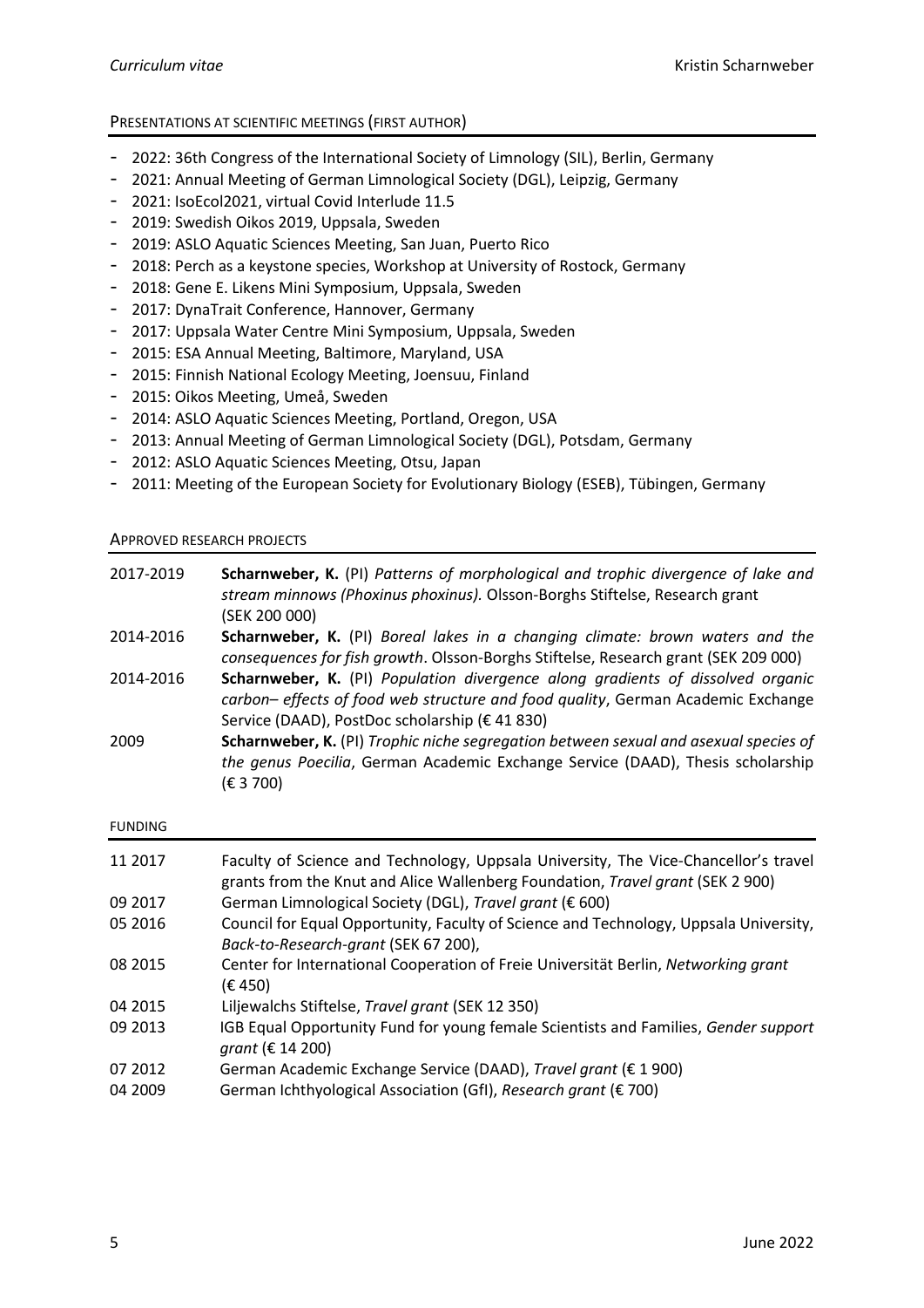## Presentations at scientific meetings (first author)

- 2022: 36th Congress of the International Society of Limnology (SIL), Berlin, Germany
- 2021: Annual Meeting of German Limnological Society (DGL), Leipzig, Germany
- 2021: IsoEcol2021, virtual Covid Interlude 11.5
- 2019: Swedish Oikos 2019, Uppsala, Sweden
- 2019: ASLO Aquatic Sciences Meeting, San Juan, Puerto Rico
- 2018: Perch as a keystone species, Workshop at University of Rostock, Germany
- 2018: Gene E. Likens Mini Symposium, Uppsala, Sweden
- 2017: DynaTrait Conference, Hannover, Germany
- 2017: Uppsala Water Centre Mini Symposium, Uppsala, Sweden
- 2015: ESA Annual Meeting, Baltimore, Maryland, USA
- 2015: Finnish National Ecology Meeting, Joensuu, Finland
- 2015: Oikos Meeting, Umeå, Sweden
- 2014: ASLO Aquatic Sciences Meeting, Portland, Oregon, USA
- 2013: Annual Meeting of German Limnological Society (DGL), Potsdam, Germany
- 2012: ASLO Aquatic Sciences Meeting, Otsu, Japan
- 2011: Meeting of the European Society for Evolutionary Biology (ESEB), Tübingen, Germany

## Approved research projects

| | |
|---|---|
| 2017-2019 | **Scharnweber, K.** (PI) *Patterns of morphological and trophic divergence of lake and stream minnows (Phoxinus phoxinus).* Olsson-Borghs Stiftelse, Research grant (SEK 200 000) |
| 2014-2016 | **Scharnweber, K.** (PI) *Boreal lakes in a changing climate: brown waters and the consequences for fish growth*. Olsson-Borghs Stiftelse, Research grant (SEK 209 000) |
| 2014-2016 | **Scharnweber, K.** (PI) *Population divergence along gradients of dissolved organic carbon– effects of food web structure and food quality*, German Academic Exchange Service (DAAD), PostDoc scholarship (€ 41 830) |
| 2009 | **Scharnweber, K.** (PI) *Trophic niche segregation between sexual and asexual species of the genus Poecilia*, German Academic Exchange Service (DAAD), Thesis scholarship (€ 3 700) |

## Funding

| | |
|---|---|
| 11 2017 | Faculty of Science and Technology, Uppsala University, The Vice-Chancellor's travel grants from the Knut and Alice Wallenberg Foundation, *Travel grant* (SEK 2 900) |
| 09 2017 | German Limnological Society (DGL), *Travel grant* (€ 600) |
| 05 2016 | Council for Equal Opportunity, Faculty of Science and Technology, Uppsala University, *Back-to-Research-grant* (SEK 67 200), |
| 08 2015 | Center for International Cooperation of Freie Universität Berlin, *Networking grant* (€ 450) |
| 04 2015 | Liljewalchs Stiftelse, *Travel grant* (SEK 12 350) |
| 09 2013 | IGB Equal Opportunity Fund for young female Scientists and Families, *Gender support grant* (€ 14 200) |
| 07 2012 | German Academic Exchange Service (DAAD), *Travel grant* (€ 1 900) |
| 04 2009 | German Ichthyological Association (GfI), *Research grant* (€ 700) |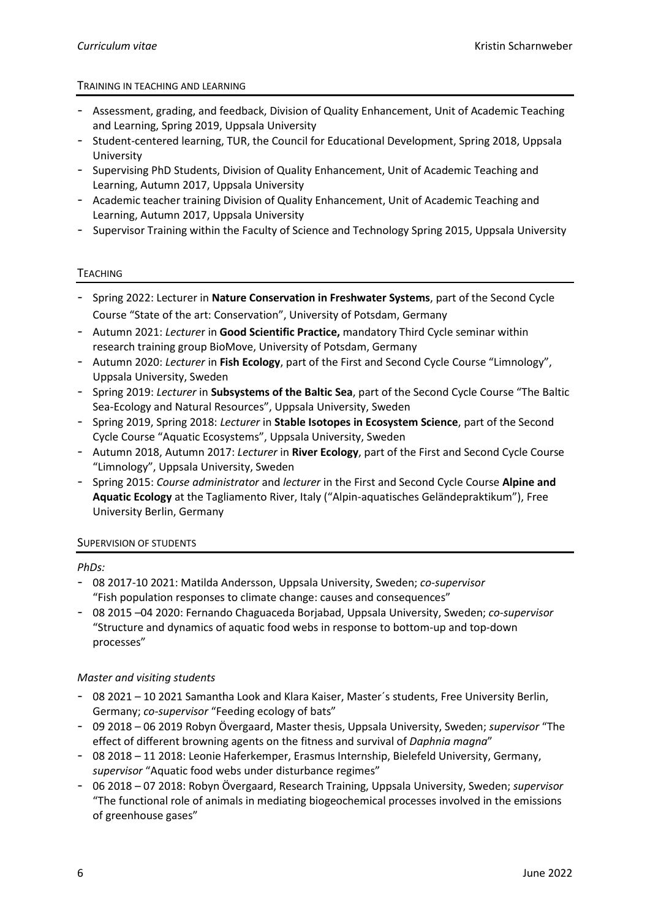## Training in teaching and learning

- Assessment, grading, and feedback, Division of Quality Enhancement, Unit of Academic Teaching and Learning, Spring 2019, Uppsala University
- Student-centered learning, TUR, the Council for Educational Development, Spring 2018, Uppsala University
- Supervising PhD Students, Division of Quality Enhancement, Unit of Academic Teaching and Learning, Autumn 2017, Uppsala University
- Academic teacher training Division of Quality Enhancement, Unit of Academic Teaching and Learning, Autumn 2017, Uppsala University
- Supervisor Training within the Faculty of Science and Technology Spring 2015, Uppsala University

## Teaching

- Spring 2022: Lecturer in **Nature Conservation in Freshwater Systems**, part of the Second Cycle Course "State of the art: Conservation", University of Potsdam, Germany
- Autumn 2021: *Lecturer* in **Good Scientific Practice,** mandatory Third Cycle seminar within research training group BioMove, University of Potsdam, Germany
- Autumn 2020: *Lecturer* in **Fish Ecology**, part of the First and Second Cycle Course "Limnology", Uppsala University, Sweden
- Spring 2019: *Lecturer* in **Subsystems of the Baltic Sea**, part of the Second Cycle Course "The Baltic Sea-Ecology and Natural Resources", Uppsala University, Sweden
- Spring 2019, Spring 2018: *Lecturer* in **Stable Isotopes in Ecosystem Science**, part of the Second Cycle Course "Aquatic Ecosystems", Uppsala University, Sweden
- Autumn 2018, Autumn 2017: *Lecturer* in **River Ecology**, part of the First and Second Cycle Course "Limnology", Uppsala University, Sweden
- Spring 2015: *Course administrator* and *lecturer* in the First and Second Cycle Course **Alpine and Aquatic Ecology** at the Tagliamento River, Italy ("Alpin-aquatisches Geländepraktikum"), Free University Berlin, Germany

## Supervision of students

*PhDs:*

- 08 2017-10 2021: Matilda Andersson, Uppsala University, Sweden; *co-supervisor* "Fish population responses to climate change: causes and consequences"
- 08 2015 –04 2020: Fernando Chaguaceda Borjabad, Uppsala University, Sweden; *co-supervisor* "Structure and dynamics of aquatic food webs in response to bottom-up and top-down processes"

*Master and visiting students*

- 08 2021 – 10 2021 Samantha Look and Klara Kaiser, Master´s students, Free University Berlin, Germany; *co-supervisor* "Feeding ecology of bats"
- 09 2018 – 06 2019 Robyn Övergaard, Master thesis, Uppsala University, Sweden; *supervisor* "The effect of different browning agents on the fitness and survival of *Daphnia magna*"
- 08 2018 – 11 2018: Leonie Haferkemper, Erasmus Internship, Bielefeld University, Germany, *supervisor* "Aquatic food webs under disturbance regimes"
- 06 2018 – 07 2018: Robyn Övergaard, Research Training, Uppsala University, Sweden; *supervisor* "The functional role of animals in mediating biogeochemical processes involved in the emissions of greenhouse gases"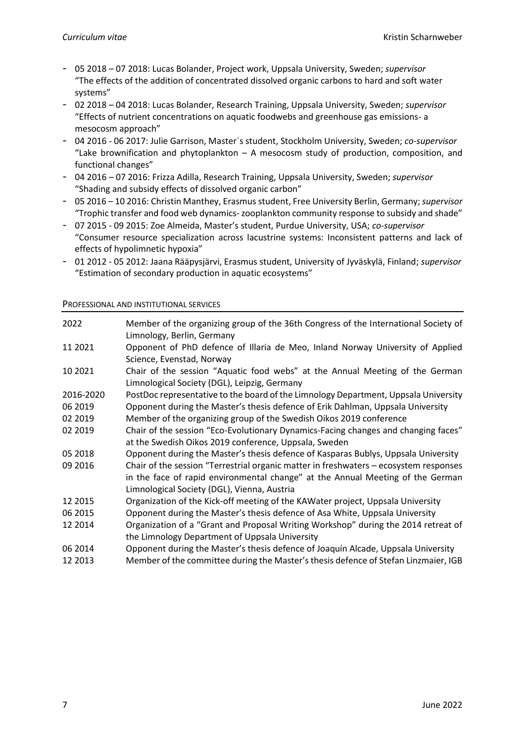- 05 2018 – 07 2018: Lucas Bolander, Project work, Uppsala University, Sweden; *supervisor* "The effects of the addition of concentrated dissolved organic carbons to hard and soft water systems"
- 02 2018 – 04 2018: Lucas Bolander, Research Training, Uppsala University, Sweden; *supervisor* "Effects of nutrient concentrations on aquatic foodwebs and greenhouse gas emissions- a mesocosm approach"
- 04 2016 - 06 2017: Julie Garrison, Master´s student, Stockholm University, Sweden; *co-supervisor* "Lake brownification and phytoplankton – A mesocosm study of production, composition, and functional changes"
- 04 2016 – 07 2016: Frizza Adilla, Research Training, Uppsala University, Sweden; *supervisor* "Shading and subsidy effects of dissolved organic carbon"
- 05 2016 – 10 2016: Christin Manthey, Erasmus student, Free University Berlin, Germany; *supervisor* "Trophic transfer and food web dynamics- zooplankton community response to subsidy and shade"
- 07 2015 - 09 2015: Zoe Almeida, Master's student, Purdue University, USA; *co-supervisor* "Consumer resource specialization across lacustrine systems: Inconsistent patterns and lack of effects of hypolimnetic hypoxia"
- 01 2012 - 05 2012: Jaana Rääpysjärvi, Erasmus student, University of Jyväskylä, Finland; *supervisor* "Estimation of secondary production in aquatic ecosystems"

## PROFESSIONAL AND INSTITUTIONAL SERVICES

| | |
|---|---|
| 2022 | Member of the organizing group of the 36th Congress of the International Society of Limnology, Berlin, Germany |
| 11 2021 | Opponent of PhD defence of Illaria de Meo, Inland Norway University of Applied Science, Evenstad, Norway |
| 10 2021 | Chair of the session "Aquatic food webs" at the Annual Meeting of the German Limnological Society (DGL), Leipzig, Germany |
| 2016-2020 | PostDoc representative to the board of the Limnology Department, Uppsala University |
| 06 2019 | Opponent during the Master's thesis defence of Erik Dahlman, Uppsala University |
| 02 2019 | Member of the organizing group of the Swedish Oikos 2019 conference |
| 02 2019 | Chair of the session "Eco-Evolutionary Dynamics-Facing changes and changing faces" at the Swedish Oikos 2019 conference, Uppsala, Sweden |
| 05 2018 | Opponent during the Master's thesis defence of Kasparas Bublys, Uppsala University |
| 09 2016 | Chair of the session "Terrestrial organic matter in freshwaters – ecosystem responses in the face of rapid environmental change" at the Annual Meeting of the German Limnological Society (DGL), Vienna, Austria |
| 12 2015 | Organization of the Kick-off meeting of the KAWater project, Uppsala University |
| 06 2015 | Opponent during the Master's thesis defence of Asa White, Uppsala University |
| 12 2014 | Organization of a "Grant and Proposal Writing Workshop" during the 2014 retreat of the Limnology Department of Uppsala University |
| 06 2014 | Opponent during the Master's thesis defence of Joaquín Alcade, Uppsala University |
| 12 2013 | Member of the committee during the Master's thesis defence of Stefan Linzmaier, IGB |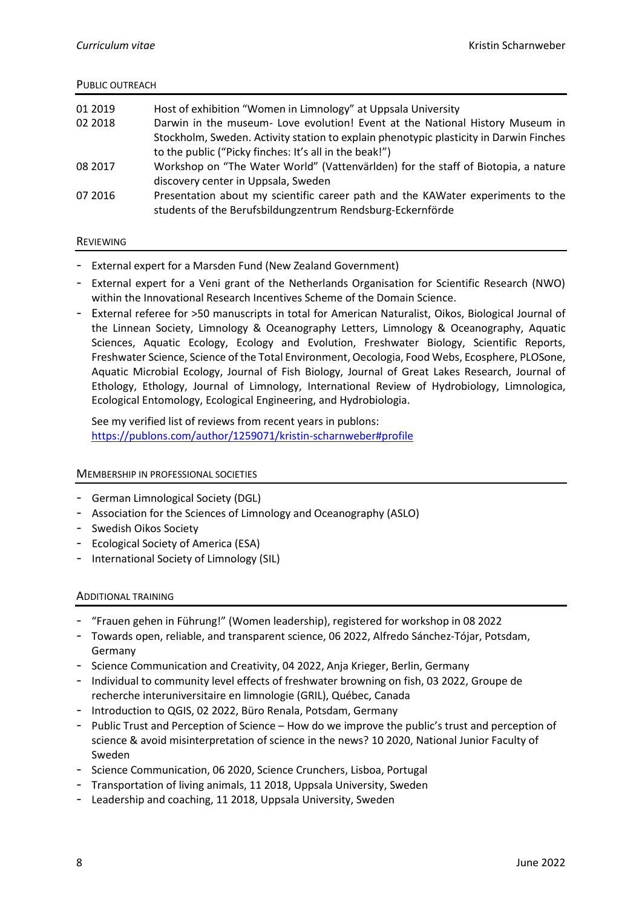## PUBLIC OUTREACH

| | |
|---|---|
| 01 2019 | Host of exhibition "Women in Limnology" at Uppsala University |
| 02 2018 | Darwin in the museum- Love evolution! Event at the National History Museum in Stockholm, Sweden. Activity station to explain phenotypic plasticity in Darwin Finches to the public ("Picky finches: It's all in the beak!") |
| 08 2017 | Workshop on "The Water World" (Vattenvärlden) for the staff of Biotopia, a nature discovery center in Uppsala, Sweden |
| 07 2016 | Presentation about my scientific career path and the KAWater experiments to the students of the Berufsbildungzentrum Rendsburg-Eckernförde |

## REVIEWING

- External expert for a Marsden Fund (New Zealand Government)
- External expert for a Veni grant of the Netherlands Organisation for Scientific Research (NWO) within the Innovational Research Incentives Scheme of the Domain Science.
- External referee for >50 manuscripts in total for American Naturalist, Oikos, Biological Journal of the Linnean Society, Limnology & Oceanography Letters, Limnology & Oceanography, Aquatic Sciences, Aquatic Ecology, Ecology and Evolution, Freshwater Biology, Scientific Reports, Freshwater Science, Science of the Total Environment, Oecologia, Food Webs, Ecosphere, PLOSOne, Aquatic Microbial Ecology, Journal of Fish Biology, Journal of Great Lakes Research, Journal of Ethology, Ethology, Journal of Limnology, International Review of Hydrobiology, Limnologica, Ecological Entomology, Ecological Engineering, and Hydrobiologia.

  See my verified list of reviews from recent years in publons:
  https://publons.com/author/1259071/kristin-scharnweber#profile

## MEMBERSHIP IN PROFESSIONAL SOCIETIES

- German Limnological Society (DGL)
- Association for the Sciences of Limnology and Oceanography (ASLO)
- Swedish Oikos Society
- Ecological Society of America (ESA)
- International Society of Limnology (SIL)

## ADDITIONAL TRAINING

- "Frauen gehen in Führung!" (Women leadership), registered for workshop in 08 2022
- Towards open, reliable, and transparent science, 06 2022, Alfredo Sánchez-Tójar, Potsdam, Germany
- Science Communication and Creativity, 04 2022, Anja Krieger, Berlin, Germany
- Individual to community level effects of freshwater browning on fish, 03 2022, Groupe de recherche interuniversitaire en limnologie (GRIL), Québec, Canada
- Introduction to QGIS, 02 2022, Büro Renala, Potsdam, Germany
- Public Trust and Perception of Science – How do we improve the public's trust and perception of science & avoid misinterpretation of science in the news? 10 2020, National Junior Faculty of Sweden
- Science Communication, 06 2020, Science Crunchers, Lisboa, Portugal
- Transportation of living animals, 11 2018, Uppsala University, Sweden
- Leadership and coaching, 11 2018, Uppsala University, Sweden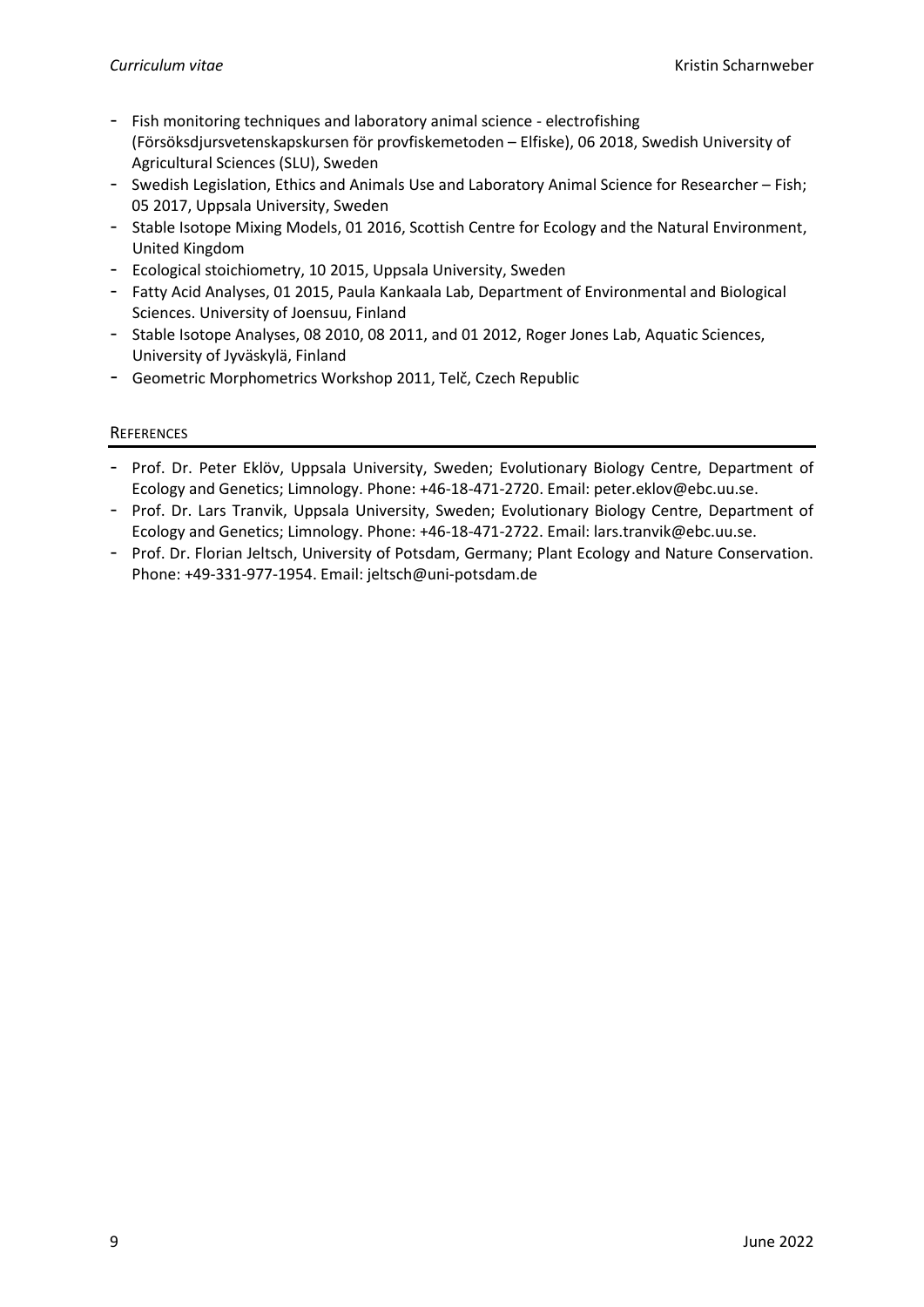- Fish monitoring techniques and laboratory animal science - electrofishing (Försöksdjursvetenskapskursen för provfiskemetoden – Elfiske), 06 2018, Swedish University of Agricultural Sciences (SLU), Sweden
- Swedish Legislation, Ethics and Animals Use and Laboratory Animal Science for Researcher – Fish; 05 2017, Uppsala University, Sweden
- Stable Isotope Mixing Models, 01 2016, Scottish Centre for Ecology and the Natural Environment, United Kingdom
- Ecological stoichiometry, 10 2015, Uppsala University, Sweden
- Fatty Acid Analyses, 01 2015, Paula Kankaala Lab, Department of Environmental and Biological Sciences. University of Joensuu, Finland
- Stable Isotope Analyses, 08 2010, 08 2011, and 01 2012, Roger Jones Lab, Aquatic Sciences, University of Jyväskylä, Finland
- Geometric Morphometrics Workshop 2011, Telč, Czech Republic

## References

- Prof. Dr. Peter Eklöv, Uppsala University, Sweden; Evolutionary Biology Centre, Department of Ecology and Genetics; Limnology. Phone: +46-18-471-2720. Email: peter.eklov@ebc.uu.se.
- Prof. Dr. Lars Tranvik, Uppsala University, Sweden; Evolutionary Biology Centre, Department of Ecology and Genetics; Limnology. Phone: +46-18-471-2722. Email: lars.tranvik@ebc.uu.se.
- Prof. Dr. Florian Jeltsch, University of Potsdam, Germany; Plant Ecology and Nature Conservation. Phone: +49-331-977-1954. Email: jeltsch@uni-potsdam.de